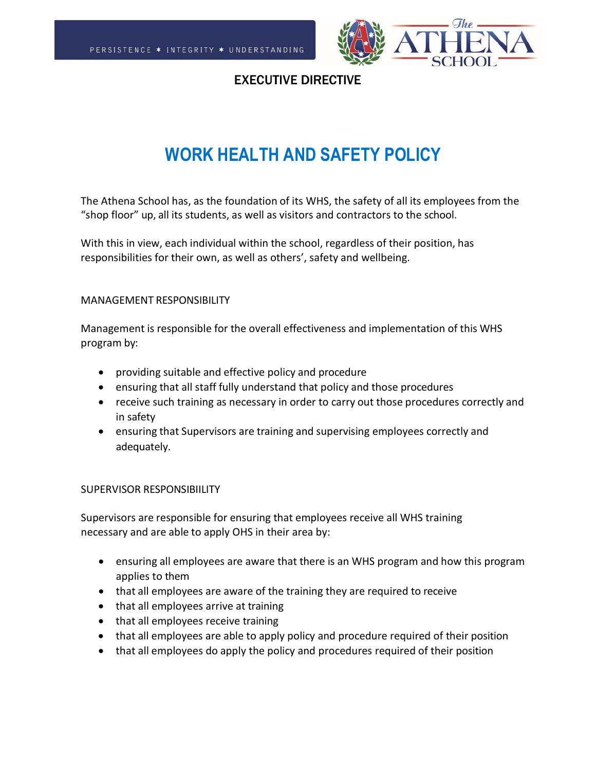PERSISTENCE ✶ INTEGRITY ✶ UNDERSTANDING

**EXECUTIVE DIRECTIVE**

# WORK HEALTH AND SAFETY POLICY

The Athena School has, as the foundation of its WHS, the safety of all its employees from the "shop floor" up, all its students, as well as visitors and contractors to the school.

With this in view, each individual within the school, regardless of their position, has responsibilities for their own, as well as others', safety and wellbeing.

## MANAGEMENT RESPONSIBILITY

Management is responsible for the overall effectiveness and implementation of this WHS program by:

- providing suitable and effective policy and procedure
- ensuring that all staff fully understand that policy and those procedures
- receive such training as necessary in order to carry out those procedures correctly and in safety
- ensuring that Supervisors are training and supervising employees correctly and adequately.

## SUPERVISOR RESPONSIBIILITY

Supervisors are responsible for ensuring that employees receive all WHS training necessary and are able to apply OHS in their area by:

- ensuring all employees are aware that there is an WHS program and how this program applies to them
- that all employees are aware of the training they are required to receive
- that all employees arrive at training
- that all employees receive training
- that all employees are able to apply policy and procedure required of their position
- that all employees do apply the policy and procedures required of their position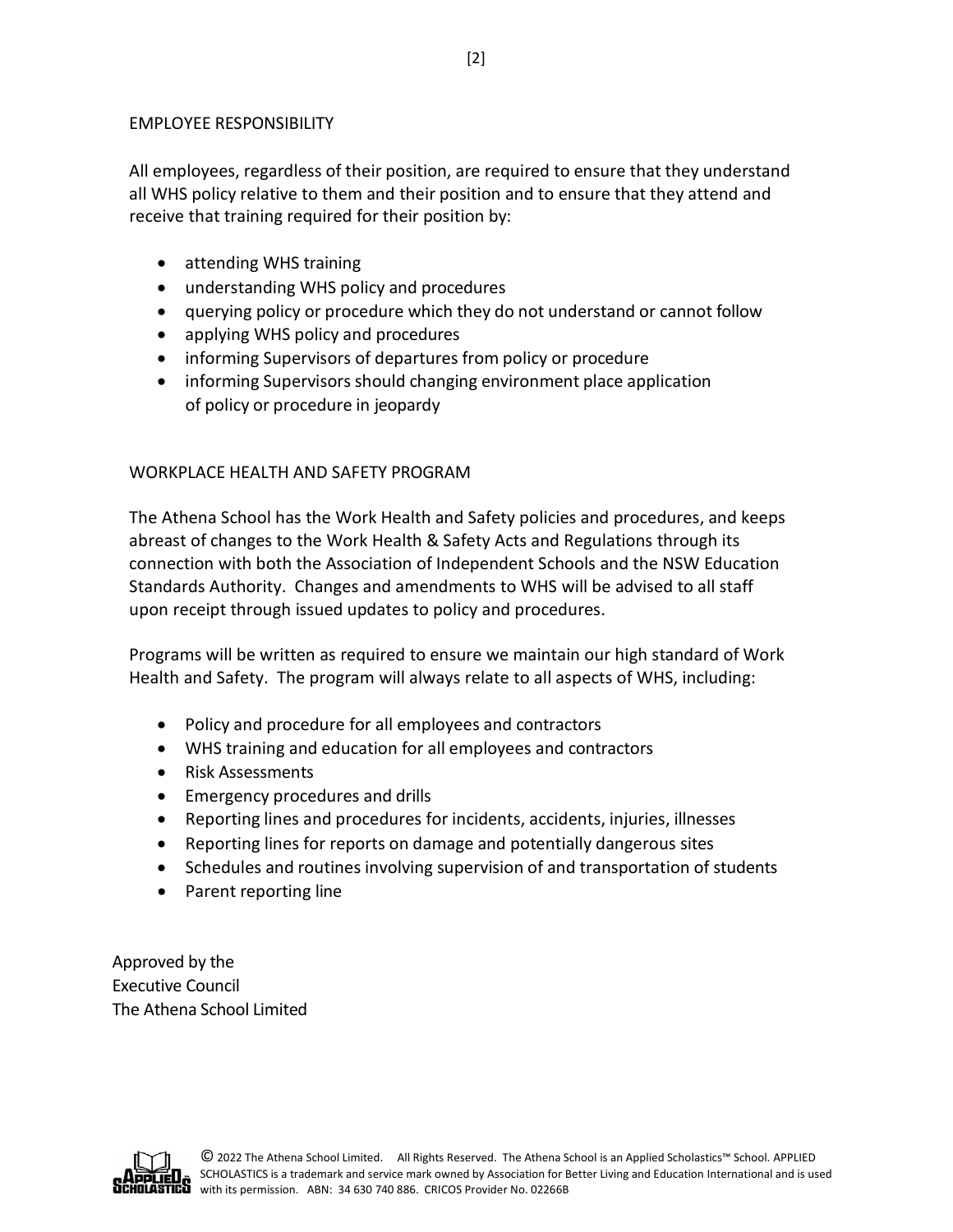## EMPLOYEE RESPONSIBILITY

All employees, regardless of their position, are required to ensure that they understand all WHS policy relative to them and their position and to ensure that they attend and receive that training required for their position by:

- attending WHS training
- understanding WHS policy and procedures
- querying policy or procedure which they do not understand or cannot follow
- applying WHS policy and procedures
- informing Supervisors of departures from policy or procedure
- informing Supervisors should changing environment place application of policy or procedure in jeopardy

## WORKPLACE HEALTH AND SAFETY PROGRAM

The Athena School has the Work Health and Safety policies and procedures, and keeps abreast of changes to the Work Health & Safety Acts and Regulations through its connection with both the Association of Independent Schools and the NSW Education Standards Authority. Changes and amendments to WHS will be advised to all staff upon receipt through issued updates to policy and procedures.

Programs will be written as required to ensure we maintain our high standard of Work Health and Safety. The program will always relate to all aspects of WHS, including:

- Policy and procedure for all employees and contractors
- WHS training and education for all employees and contractors
- Risk Assessments
- Emergency procedures and drills
- Reporting lines and procedures for incidents, accidents, injuries, illnesses
- Reporting lines for reports on damage and potentially dangerous sites
- Schedules and routines involving supervision of and transportation of students
- Parent reporting line

Approved by the
Executive Council
The Athena School Limited

© 2022 The Athena School Limited. All Rights Reserved. The Athena School is an Applied Scholastics™ School. APPLIED SCHOLASTICS is a trademark and service mark owned by Association for Better Living and Education International and is used with its permission. ABN: 34 630 740 886. CRICOS Provider No. 02266B